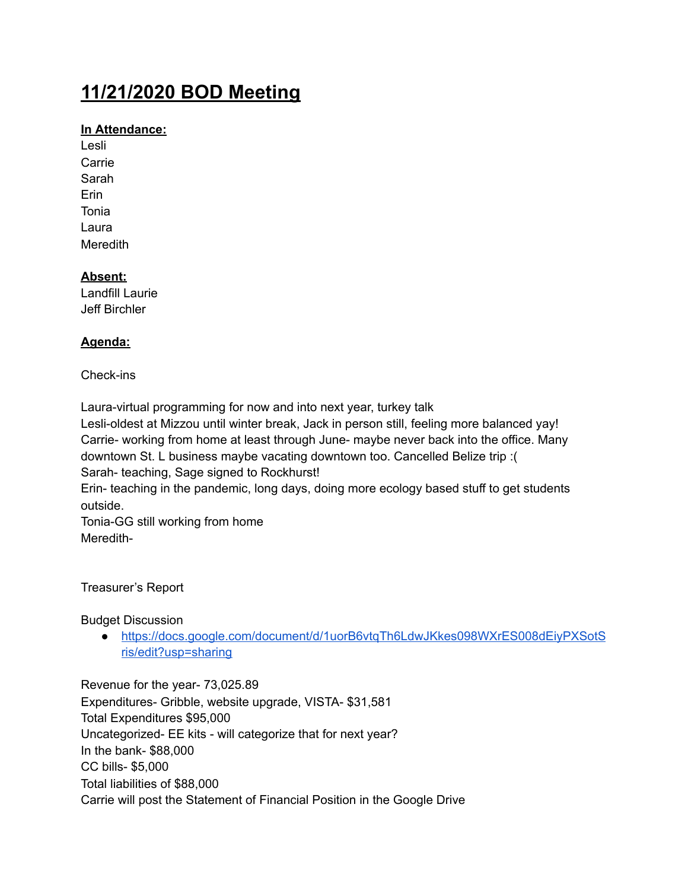# 11/21/2020 BOD Meeting

**In Attendance:**

Lesli
Carrie
Sarah
Erin
Tonia
Laura
Meredith

**Absent:**

Landfill Laurie
Jeff Birchler

**Agenda:**

Check-ins

Laura-virtual programming for now and into next year, turkey talk
Lesli-oldest at Mizzou until winter break, Jack in person still, feeling more balanced yay!
Carrie- working from home at least through June- maybe never back into the office. Many downtown St. L business maybe vacating downtown too. Cancelled Belize trip :(
Sarah- teaching, Sage signed to Rockhurst!
Erin- teaching in the pandemic, long days, doing more ecology based stuff to get students outside.
Tonia-GG still working from home
Meredith-

Treasurer's Report

Budget Discussion

- https://docs.google.com/document/d/1uorB6vtqTh6LdwJKkes098WXrES008dEiyPXSotSris/edit?usp=sharing

Revenue for the year- 73,025.89
Expenditures- Gribble, website upgrade, VISTA- $31,581
Total Expenditures $95,000
Uncategorized- EE kits - will categorize that for next year?
In the bank- $88,000
CC bills- $5,000
Total liabilities of $88,000
Carrie will post the Statement of Financial Position in the Google Drive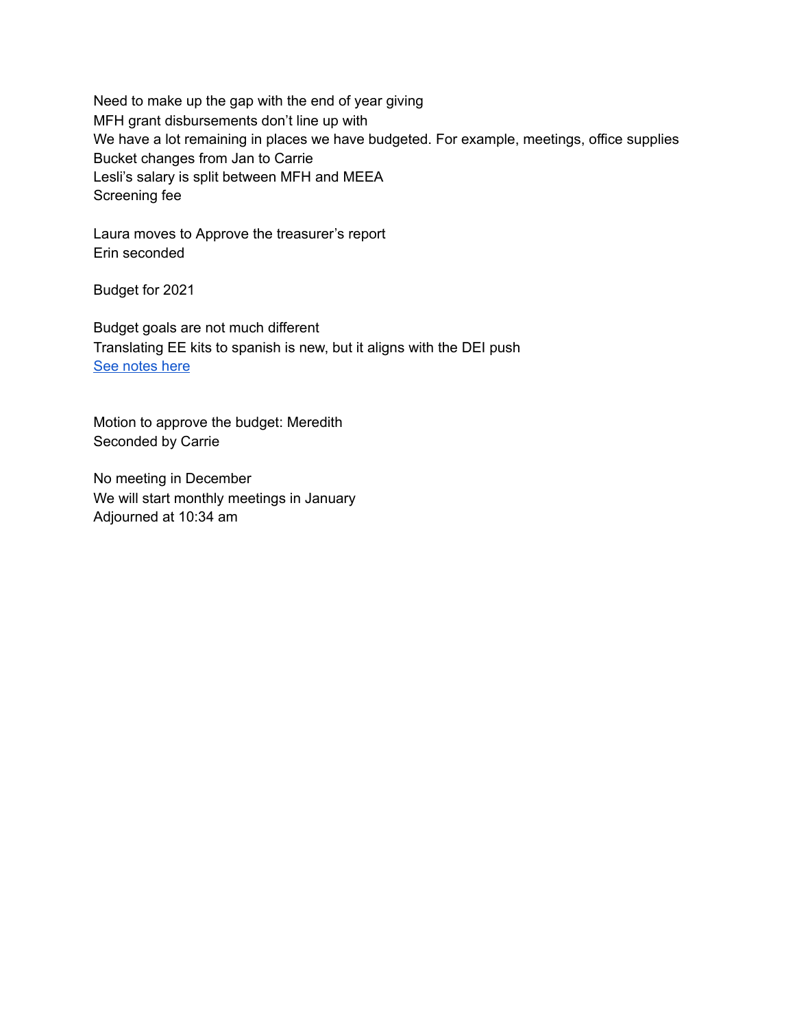Need to make up the gap with the end of year giving
MFH grant disbursements don't line up with
We have a lot remaining in places we have budgeted. For example, meetings, office supplies
Bucket changes from Jan to Carrie
Lesli's salary is split between MFH and MEEA
Screening fee

Laura moves to Approve the treasurer's report
Erin seconded

Budget for 2021

Budget goals are not much different
Translating EE kits to spanish is new, but it aligns with the DEI push
See notes here

Motion to approve the budget: Meredith
Seconded by Carrie

No meeting in December
We will start monthly meetings in January
Adjourned at 10:34 am